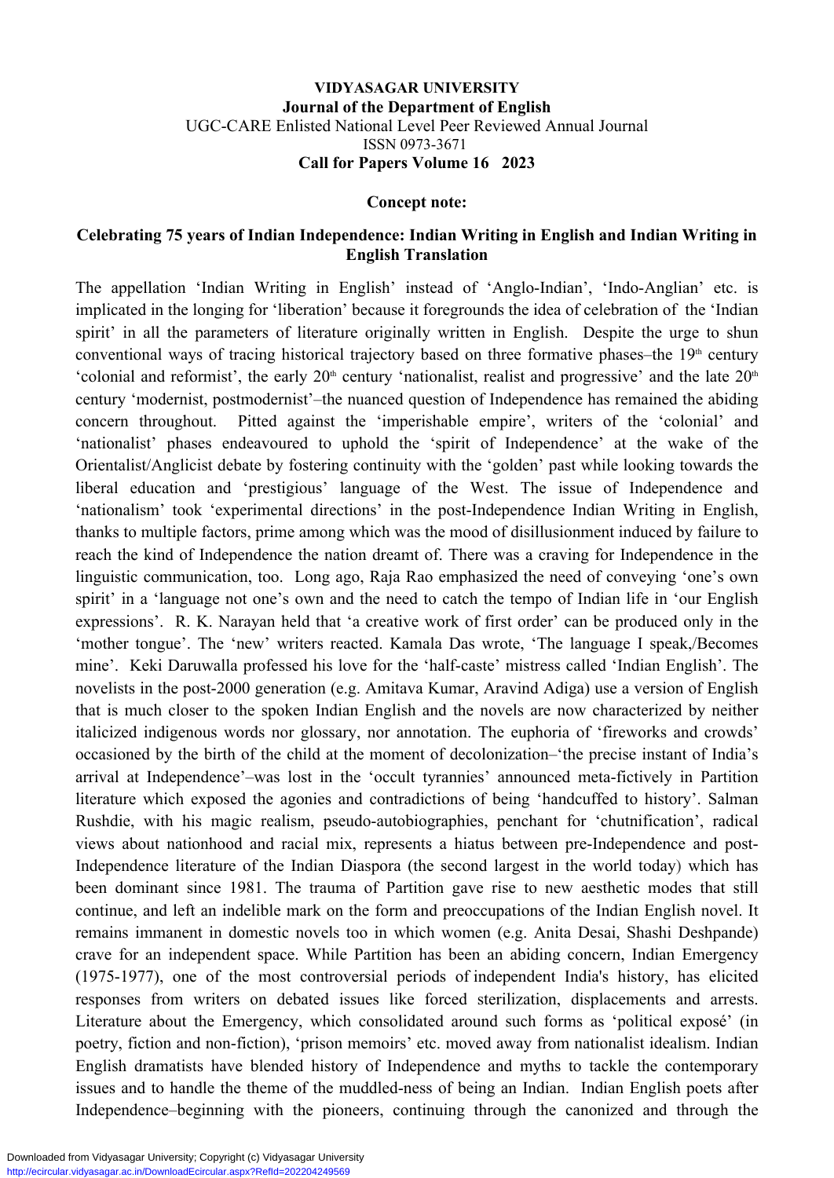**VIDYASAGAR UNIVERSITY**
**Journal of the Department of English**
UGC-CARE Enlisted National Level Peer Reviewed Annual Journal
ISSN 0973-3671
**Call for Papers Volume 16 2023**

**Concept note:**

## Celebrating 75 years of Indian Independence: Indian Writing in English and Indian Writing in English Translation

The appellation 'Indian Writing in English' instead of 'Anglo-Indian', 'Indo-Anglian' etc. is implicated in the longing for 'liberation' because it foregrounds the idea of celebration of the 'Indian spirit' in all the parameters of literature originally written in English. Despite the urge to shun conventional ways of tracing historical trajectory based on three formative phases–the 19th century 'colonial and reformist', the early 20th century 'nationalist, realist and progressive' and the late 20th century 'modernist, postmodernist'–the nuanced question of Independence has remained the abiding concern throughout. Pitted against the 'imperishable empire', writers of the 'colonial' and 'nationalist' phases endeavoured to uphold the 'spirit of Independence' at the wake of the Orientalist/Anglicist debate by fostering continuity with the 'golden' past while looking towards the liberal education and 'prestigious' language of the West. The issue of Independence and 'nationalism' took 'experimental directions' in the post-Independence Indian Writing in English, thanks to multiple factors, prime among which was the mood of disillusionment induced by failure to reach the kind of Independence the nation dreamt of. There was a craving for Independence in the linguistic communication, too. Long ago, Raja Rao emphasized the need of conveying 'one's own spirit' in a 'language not one's own and the need to catch the tempo of Indian life in 'our English expressions'. R. K. Narayan held that 'a creative work of first order' can be produced only in the 'mother tongue'. The 'new' writers reacted. Kamala Das wrote, 'The language I speak,/Becomes mine'. Keki Daruwalla professed his love for the 'half-caste' mistress called 'Indian English'. The novelists in the post-2000 generation (e.g. Amitava Kumar, Aravind Adiga) use a version of English that is much closer to the spoken Indian English and the novels are now characterized by neither italicized indigenous words nor glossary, nor annotation. The euphoria of 'fireworks and crowds' occasioned by the birth of the child at the moment of decolonization–'the precise instant of India's arrival at Independence'–was lost in the 'occult tyrannies' announced meta-fictively in Partition literature which exposed the agonies and contradictions of being 'handcuffed to history'. Salman Rushdie, with his magic realism, pseudo-autobiographies, penchant for 'chutnification', radical views about nationhood and racial mix, represents a hiatus between pre-Independence and post-Independence literature of the Indian Diaspora (the second largest in the world today) which has been dominant since 1981. The trauma of Partition gave rise to new aesthetic modes that still continue, and left an indelible mark on the form and preoccupations of the Indian English novel. It remains immanent in domestic novels too in which women (e.g. Anita Desai, Shashi Deshpande) crave for an independent space. While Partition has been an abiding concern, Indian Emergency (1975-1977), one of the most controversial periods of independent India's history, has elicited responses from writers on debated issues like forced sterilization, displacements and arrests. Literature about the Emergency, which consolidated around such forms as 'political exposé' (in poetry, fiction and non-fiction), 'prison memoirs' etc. moved away from nationalist idealism. Indian English dramatists have blended history of Independence and myths to tackle the contemporary issues and to handle the theme of the muddled-ness of being an Indian. Indian English poets after Independence–beginning with the pioneers, continuing through the canonized and through the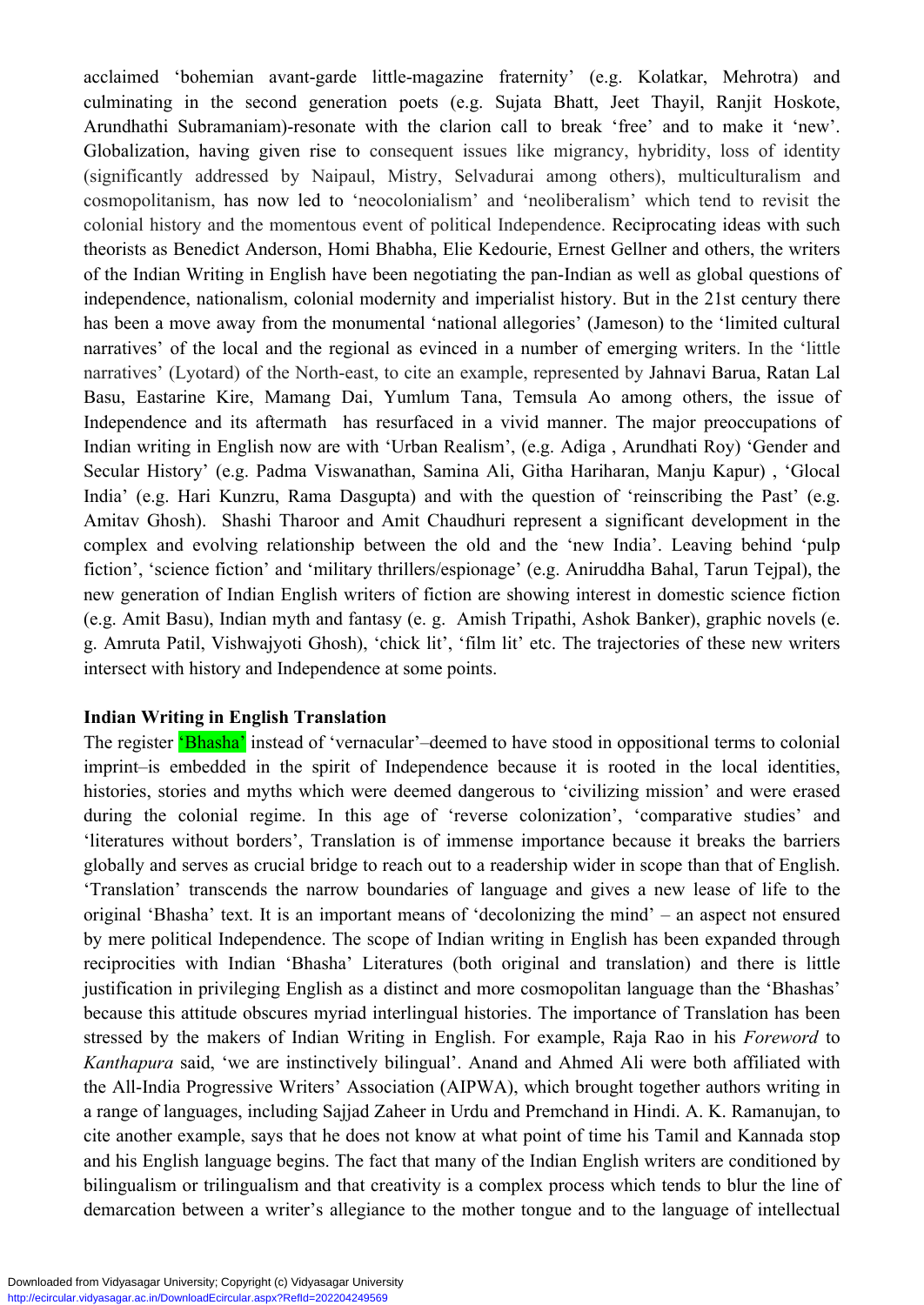acclaimed 'bohemian avant-garde little-magazine fraternity' (e.g. Kolatkar, Mehrotra) and culminating in the second generation poets (e.g. Sujata Bhatt, Jeet Thayil, Ranjit Hoskote, Arundhathi Subramaniam)-resonate with the clarion call to break 'free' and to make it 'new'. Globalization, having given rise to consequent issues like migrancy, hybridity, loss of identity (significantly addressed by Naipaul, Mistry, Selvadurai among others), multiculturalism and cosmopolitanism, has now led to 'neocolonialism' and 'neoliberalism' which tend to revisit the colonial history and the momentous event of political Independence. Reciprocating ideas with such theorists as Benedict Anderson, Homi Bhabha, Elie Kedourie, Ernest Gellner and others, the writers of the Indian Writing in English have been negotiating the pan-Indian as well as global questions of independence, nationalism, colonial modernity and imperialist history. But in the 21st century there has been a move away from the monumental 'national allegories' (Jameson) to the 'limited cultural narratives' of the local and the regional as evinced in a number of emerging writers. In the 'little narratives' (Lyotard) of the North-east, to cite an example, represented by Jahnavi Barua, Ratan Lal Basu, Eastarine Kire, Mamang Dai, Yumlum Tana, Temsula Ao among others, the issue of Independence and its aftermath has resurfaced in a vivid manner. The major preoccupations of Indian writing in English now are with 'Urban Realism', (e.g. Adiga , Arundhati Roy) 'Gender and Secular History' (e.g. Padma Viswanathan, Samina Ali, Githa Hariharan, Manju Kapur) , 'Glocal India' (e.g. Hari Kunzru, Rama Dasgupta) and with the question of 'reinscribing the Past' (e.g. Amitav Ghosh). Shashi Tharoor and Amit Chaudhuri represent a significant development in the complex and evolving relationship between the old and the 'new India'. Leaving behind 'pulp fiction', 'science fiction' and 'military thrillers/espionage' (e.g. Aniruddha Bahal, Tarun Tejpal), the new generation of Indian English writers of fiction are showing interest in domestic science fiction (e.g. Amit Basu), Indian myth and fantasy (e. g. Amish Tripathi, Ashok Banker), graphic novels (e. g. Amruta Patil, Vishwajyoti Ghosh), 'chick lit', 'film lit' etc. The trajectories of these new writers intersect with history and Independence at some points.

**Indian Writing in English Translation**

The register 'Bhasha' instead of 'vernacular'–deemed to have stood in oppositional terms to colonial imprint–is embedded in the spirit of Independence because it is rooted in the local identities, histories, stories and myths which were deemed dangerous to 'civilizing mission' and were erased during the colonial regime. In this age of 'reverse colonization', 'comparative studies' and 'literatures without borders', Translation is of immense importance because it breaks the barriers globally and serves as crucial bridge to reach out to a readership wider in scope than that of English. 'Translation' transcends the narrow boundaries of language and gives a new lease of life to the original 'Bhasha' text. It is an important means of 'decolonizing the mind' – an aspect not ensured by mere political Independence. The scope of Indian writing in English has been expanded through reciprocities with Indian 'Bhasha' Literatures (both original and translation) and there is little justification in privileging English as a distinct and more cosmopolitan language than the 'Bhashas' because this attitude obscures myriad interlingual histories. The importance of Translation has been stressed by the makers of Indian Writing in English. For example, Raja Rao in his *Foreword* to *Kanthapura* said, 'we are instinctively bilingual'. Anand and Ahmed Ali were both affiliated with the All-India Progressive Writers' Association (AIPWA), which brought together authors writing in a range of languages, including Sajjad Zaheer in Urdu and Premchand in Hindi. A. K. Ramanujan, to cite another example, says that he does not know at what point of time his Tamil and Kannada stop and his English language begins. The fact that many of the Indian English writers are conditioned by bilingualism or trilingualism and that creativity is a complex process which tends to blur the line of demarcation between a writer's allegiance to the mother tongue and to the language of intellectual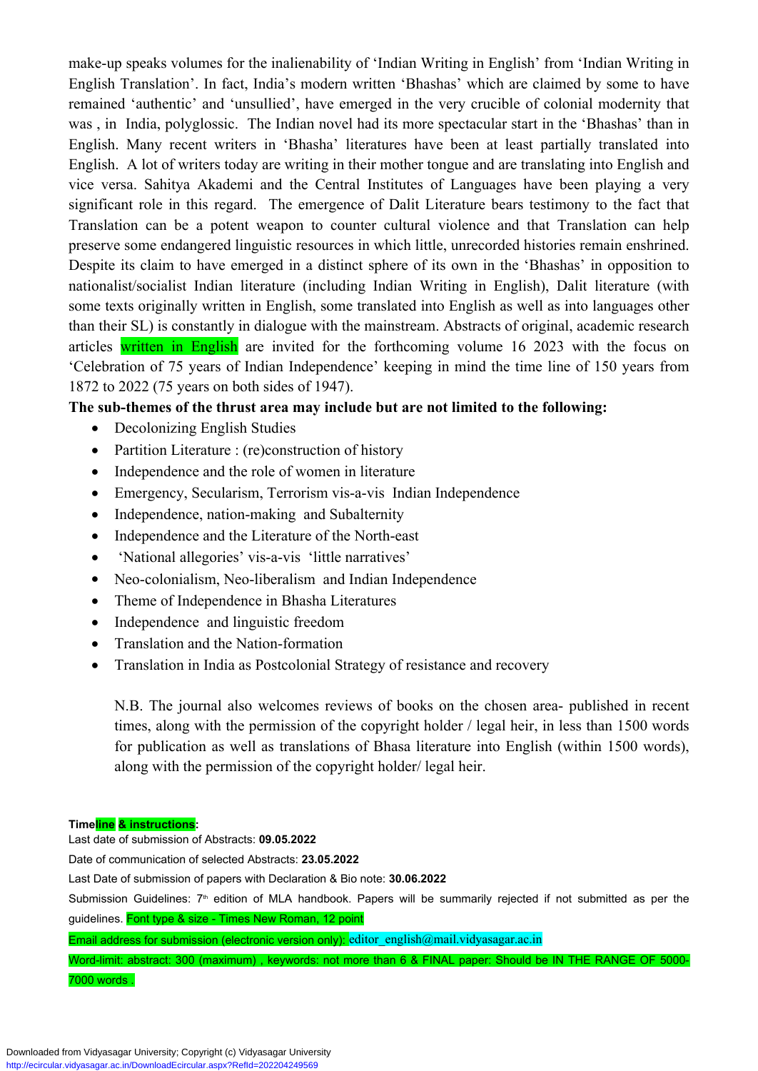make-up speaks volumes for the inalienability of 'Indian Writing in English' from 'Indian Writing in English Translation'. In fact, India's modern written 'Bhashas' which are claimed by some to have remained 'authentic' and 'unsullied', have emerged in the very crucible of colonial modernity that was , in India, polyglossic. The Indian novel had its more spectacular start in the 'Bhashas' than in English. Many recent writers in 'Bhasha' literatures have been at least partially translated into English. A lot of writers today are writing in their mother tongue and are translating into English and vice versa. Sahitya Akademi and the Central Institutes of Languages have been playing a very significant role in this regard. The emergence of Dalit Literature bears testimony to the fact that Translation can be a potent weapon to counter cultural violence and that Translation can help preserve some endangered linguistic resources in which little, unrecorded histories remain enshrined. Despite its claim to have emerged in a distinct sphere of its own in the 'Bhashas' in opposition to nationalist/socialist Indian literature (including Indian Writing in English), Dalit literature (with some texts originally written in English, some translated into English as well as into languages other than their SL) is constantly in dialogue with the mainstream. Abstracts of original, academic research articles written in English are invited for the forthcoming volume 16 2023 with the focus on 'Celebration of 75 years of Indian Independence' keeping in mind the time line of 150 years from 1872 to 2022 (75 years on both sides of 1947).

**The sub-themes of the thrust area may include but are not limited to the following:**

- Decolonizing English Studies
- Partition Literature : (re)construction of history
- Independence and the role of women in literature
- Emergency, Secularism, Terrorism vis-a-vis Indian Independence
- Independence, nation-making and Subalternity
- Independence and the Literature of the North-east
- 'National allegories' vis-a-vis 'little narratives'
- Neo-colonialism, Neo-liberalism and Indian Independence
- Theme of Independence in Bhasha Literatures
- Independence and linguistic freedom
- Translation and the Nation-formation
- Translation in India as Postcolonial Strategy of resistance and recovery

N.B. The journal also welcomes reviews of books on the chosen area- published in recent times, along with the permission of the copyright holder / legal heir, in less than 1500 words for publication as well as translations of Bhasa literature into English (within 1500 words), along with the permission of the copyright holder/ legal heir.

**Timeline & instructions:**

Last date of submission of Abstracts: **09.05.2022**

Date of communication of selected Abstracts: **23.05.2022**

Last Date of submission of papers with Declaration & Bio note: **30.06.2022**

Submission Guidelines: 7th edition of MLA handbook. Papers will be summarily rejected if not submitted as per the guidelines. Font type & size - Times New Roman, 12 point

Email address for submission (electronic version only): editor_english@mail.vidyasagar.ac.in

Word-limit: abstract: 300 (maximum) , keywords: not more than 6 & FINAL paper: Should be IN THE RANGE OF 5000-7000 words .

Downloaded from Vidyasagar University; Copyright (c) Vidyasagar University
http://ecircular.vidyasagar.ac.in/DownloadEcircular.aspx?RefId=202204249569